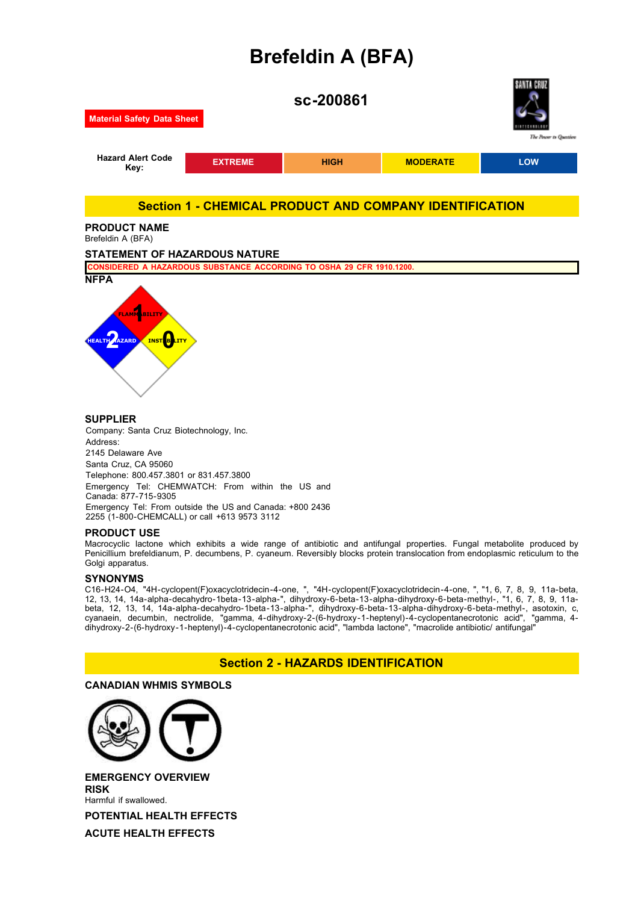# Brefeldin A (BFA)

## sc-200861

**Material Safety Data Sheet**

| Hazard Alert Code Key: | EXTREME | HIGH | MODERATE | LOW |
|---|---|---|---|---|

## Section 1 - CHEMICAL PRODUCT AND COMPANY IDENTIFICATION

### PRODUCT NAME

Brefeldin A (BFA)

### STATEMENT OF HAZARDOUS NATURE

CONSIDERED A HAZARDOUS SUBSTANCE ACCORDING TO OSHA 29 CFR 1910.1200.

### NFPA

FLAMMABILITY 1
HEALTH HAZARD 2
INSTABILITY 0

### SUPPLIER

Company: Santa Cruz Biotechnology, Inc.
Address:
2145 Delaware Ave
Santa Cruz, CA 95060
Telephone: 800.457.3801 or 831.457.3800
Emergency Tel: CHEMWATCH: From within the US and Canada: 877-715-9305
Emergency Tel: From outside the US and Canada: +800 2436 2255 (1-800-CHEMCALL) or call +613 9573 3112

### PRODUCT USE

Macrocyclic lactone which exhibits a wide range of antibiotic and antifungal properties. Fungal metabolite produced by Penicillium brefeldianum, P. decumbens, P. cyaneum. Reversibly blocks protein translocation from endoplasmic reticulum to the Golgi apparatus.

### SYNONYMS

C16-H24-O4, "4H-cyclopent(F)oxacyclotridecin-4-one, ", "4H-cyclopent(F)oxacyclotridecin-4-one, ", "1, 6, 7, 8, 9, 11a-beta, 12, 13, 14, 14a-alpha-decahydro-1beta-13-alpha-", dihydroxy-6-beta-13-alpha-dihydroxy-6-beta-methyl-, "1, 6, 7, 8, 9, 11a-beta, 12, 13, 14, 14a-alpha-decahydro-1beta-13-alpha-", dihydroxy-6-beta-13-alpha-dihydroxy-6-beta-methyl-, asotoxin, c, cyanaein, decumbin, nectrolide, "gamma, 4-dihydroxy-2-(6-hydroxy-1-heptenyl)-4-cyclopentanecrotonic acid", "gamma, 4-dihydroxy-2-(6-hydroxy-1-heptenyl)-4-cyclopentanecrotonic acid", "lambda lactone", "macrolide antibiotic/ antifungal"

## Section 2 - HAZARDS IDENTIFICATION

### CANADIAN WHMIS SYMBOLS

### EMERGENCY OVERVIEW

### RISK

Harmful if swallowed.

### POTENTIAL HEALTH EFFECTS

### ACUTE HEALTH EFFECTS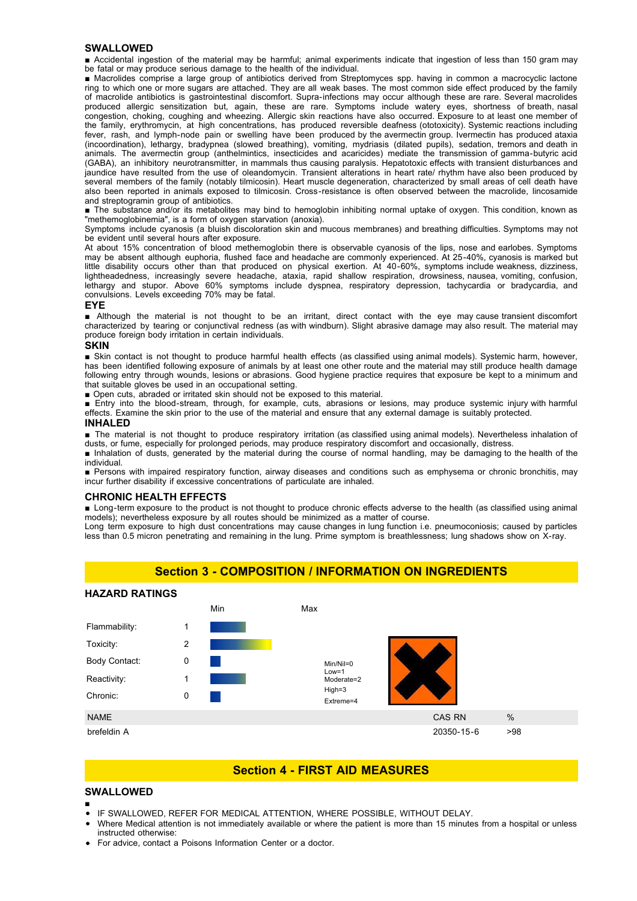### SWALLOWED

■ Accidental ingestion of the material may be harmful; animal experiments indicate that ingestion of less than 150 gram may be fatal or may produce serious damage to the health of the individual.

■ Macrolides comprise a large group of antibiotics derived from Streptomyces spp. having in common a macrocyclic lactone ring to which one or more sugars are attached. They are all weak bases. The most common side effect produced by the family of macrolide antibiotics is gastrointestinal discomfort. Supra-infections may occur although these are rare. Several macrolides produced allergic sensitization but, again, these are rare. Symptoms include watery eyes, shortness of breath, nasal congestion, choking, coughing and wheezing. Allergic skin reactions have also occurred. Exposure to at least one member of the family, erythromycin, at high concentrations, has produced reversible deafness (ototoxicity). Systemic reactions including fever, rash, and lymph-node pain or swelling have been produced by the avermectin group. Ivermectin has produced ataxia (incoordination), lethargy, bradypnea (slowed breathing), vomiting, mydriasis (dilated pupils), sedation, tremors and death in animals. The avermectin group (anthelmintics, insecticides and acaricides) mediate the transmission of gamma-butyric acid (GABA), an inhibitory neurotransmitter, in mammals thus causing paralysis. Hepatotoxic effects with transient disturbances and jaundice have resulted from the use of oleandomycin. Transient alterations in heart rate/ rhythm have also been produced by several members of the family (notably tilmicosin). Heart muscle degeneration, characterized by small areas of cell death have also been reported in animals exposed to tilmicosin. Cross-resistance is often observed between the macrolide, lincosamide and streptogramin group of antibiotics.

■ The substance and/or its metabolites may bind to hemoglobin inhibiting normal uptake of oxygen. This condition, known as "methemoglobinemia", is a form of oxygen starvation (anoxia).

Symptoms include cyanosis (a bluish discoloration skin and mucous membranes) and breathing difficulties. Symptoms may not be evident until several hours after exposure.

At about 15% concentration of blood methemoglobin there is observable cyanosis of the lips, nose and earlobes. Symptoms may be absent although euphoria, flushed face and headache are commonly experienced. At 25-40%, cyanosis is marked but little disability occurs other than that produced on physical exertion. At 40-60%, symptoms include weakness, dizziness, lightheadedness, increasingly severe headache, ataxia, rapid shallow respiration, drowsiness, nausea, vomiting, confusion, lethargy and stupor. Above 60% symptoms include dyspnea, respiratory depression, tachycardia or bradycardia, and convulsions. Levels exceeding 70% may be fatal.

### EYE

■ Although the material is not thought to be an irritant, direct contact with the eye may cause transient discomfort characterized by tearing or conjunctival redness (as with windburn). Slight abrasive damage may also result. The material may produce foreign body irritation in certain individuals.

### SKIN

■ Skin contact is not thought to produce harmful health effects (as classified using animal models). Systemic harm, however, has been identified following exposure of animals by at least one other route and the material may still produce health damage following entry through wounds, lesions or abrasions. Good hygiene practice requires that exposure be kept to a minimum and that suitable gloves be used in an occupational setting.

■ Open cuts, abraded or irritated skin should not be exposed to this material.

■ Entry into the blood-stream, through, for example, cuts, abrasions or lesions, may produce systemic injury with harmful effects. Examine the skin prior to the use of the material and ensure that any external damage is suitably protected.

### INHALED

■ The material is not thought to produce respiratory irritation (as classified using animal models). Nevertheless inhalation of dusts, or fume, especially for prolonged periods, may produce respiratory discomfort and occasionally, distress.

■ Inhalation of dusts, generated by the material during the course of normal handling, may be damaging to the health of the individual.

■ Persons with impaired respiratory function, airway diseases and conditions such as emphysema or chronic bronchitis, may incur further disability if excessive concentrations of particulate are inhaled.

### CHRONIC HEALTH EFFECTS

■ Long-term exposure to the product is not thought to produce chronic effects adverse to the health (as classified using animal models); nevertheless exposure by all routes should be minimized as a matter of course.

Long term exposure to high dust concentrations may cause changes in lung function i.e. pneumoconiosis; caused by particles less than 0.5 micron penetrating and remaining in the lung. Prime symptom is breathlessness; lung shadows show on X-ray.

## Section 3 - COMPOSITION / INFORMATION ON INGREDIENTS

### HAZARD RATINGS

| | | Min | Max |
|---|---|---|---|
| Flammability: | 1 | | |
| Toxicity: | 2 | | |
| Body Contact: | 0 | | |
| Reactivity: | 1 | | |
| Chronic: | 0 | | |

Min/Nil=0
Low=1
Moderate=2
High=3
Extreme=4

| NAME | CAS RN | % |
|---|---|---|
| brefeldin A | 20350-15-6 | >98 |

## Section 4 - FIRST AID MEASURES

### SWALLOWED

■

- IF SWALLOWED, REFER FOR MEDICAL ATTENTION, WHERE POSSIBLE, WITHOUT DELAY.
- Where Medical attention is not immediately available or where the patient is more than 15 minutes from a hospital or unless instructed otherwise:
- For advice, contact a Poisons Information Center or a doctor.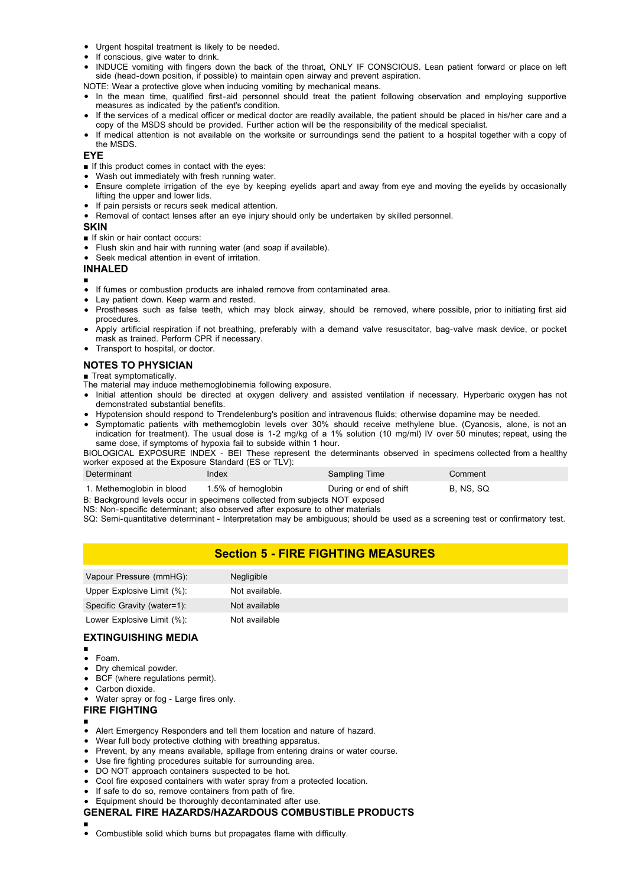- Urgent hospital treatment is likely to be needed.
- If conscious, give water to drink.
- INDUCE vomiting with fingers down the back of the throat, ONLY IF CONSCIOUS. Lean patient forward or place on left side (head-down position, if possible) to maintain open airway and prevent aspiration.

NOTE: Wear a protective glove when inducing vomiting by mechanical means.

- In the mean time, qualified first-aid personnel should treat the patient following observation and employing supportive measures as indicated by the patient's condition.
- If the services of a medical officer or medical doctor are readily available, the patient should be placed in his/her care and a copy of the MSDS should be provided. Further action will be the responsibility of the medical specialist.
- If medical attention is not available on the worksite or surroundings send the patient to a hospital together with a copy of the MSDS.

### EYE

■ If this product comes in contact with the eyes:

- Wash out immediately with fresh running water.
- Ensure complete irrigation of the eye by keeping eyelids apart and away from eye and moving the eyelids by occasionally lifting the upper and lower lids.
- If pain persists or recurs seek medical attention.
- Removal of contact lenses after an eye injury should only be undertaken by skilled personnel.

### SKIN

■ If skin or hair contact occurs:

- Flush skin and hair with running water (and soap if available).
- Seek medical attention in event of irritation.

### INHALED

■

- If fumes or combustion products are inhaled remove from contaminated area.
- Lay patient down. Keep warm and rested.
- Prostheses such as false teeth, which may block airway, should be removed, where possible, prior to initiating first aid procedures.
- Apply artificial respiration if not breathing, preferably with a demand valve resuscitator, bag-valve mask device, or pocket mask as trained. Perform CPR if necessary.
- Transport to hospital, or doctor.

### NOTES TO PHYSICIAN

■ Treat symptomatically.

The material may induce methemoglobinemia following exposure.

- Initial attention should be directed at oxygen delivery and assisted ventilation if necessary. Hyperbaric oxygen has not demonstrated substantial benefits.
- Hypotension should respond to Trendelenburg's position and intravenous fluids; otherwise dopamine may be needed.
- Symptomatic patients with methemoglobin levels over 30% should receive methylene blue. (Cyanosis, alone, is not an indication for treatment). The usual dose is 1-2 mg/kg of a 1% solution (10 mg/ml) IV over 50 minutes; repeat, using the same dose, if symptoms of hypoxia fail to subside within 1 hour.

BIOLOGICAL EXPOSURE INDEX - BEI These represent the determinants observed in specimens collected from a healthy worker exposed at the Exposure Standard (ES or TLV):

| Determinant | Index | Sampling Time | Comment |
|---|---|---|---|
| 1. Methemoglobin in blood | 1.5% of hemoglobin | During or end of shift | B, NS, SQ |

B: Background levels occur in specimens collected from subjects NOT exposed

NS: Non-specific determinant; also observed after exposure to other materials

SQ: Semi-quantitative determinant - Interpretation may be ambiguous; should be used as a screening test or confirmatory test.

## Section 5 - FIRE FIGHTING MEASURES

| | |
|---|---|
| Vapour Pressure (mmHG): | Negligible |
| Upper Explosive Limit (%): | Not available. |
| Specific Gravity (water=1): | Not available |
| Lower Explosive Limit (%): | Not available |

### EXTINGUISHING MEDIA

■

- Foam.
- Dry chemical powder.
- BCF (where regulations permit).
- Carbon dioxide.
- Water spray or fog - Large fires only.

### FIRE FIGHTING

■

- Alert Emergency Responders and tell them location and nature of hazard.
- Wear full body protective clothing with breathing apparatus.
- Prevent, by any means available, spillage from entering drains or water course.
- Use fire fighting procedures suitable for surrounding area.
- DO NOT approach containers suspected to be hot.
- Cool fire exposed containers with water spray from a protected location.
- If safe to do so, remove containers from path of fire.
- Equipment should be thoroughly decontaminated after use.

### GENERAL FIRE HAZARDS/HAZARDOUS COMBUSTIBLE PRODUCTS

■

- Combustible solid which burns but propagates flame with difficulty.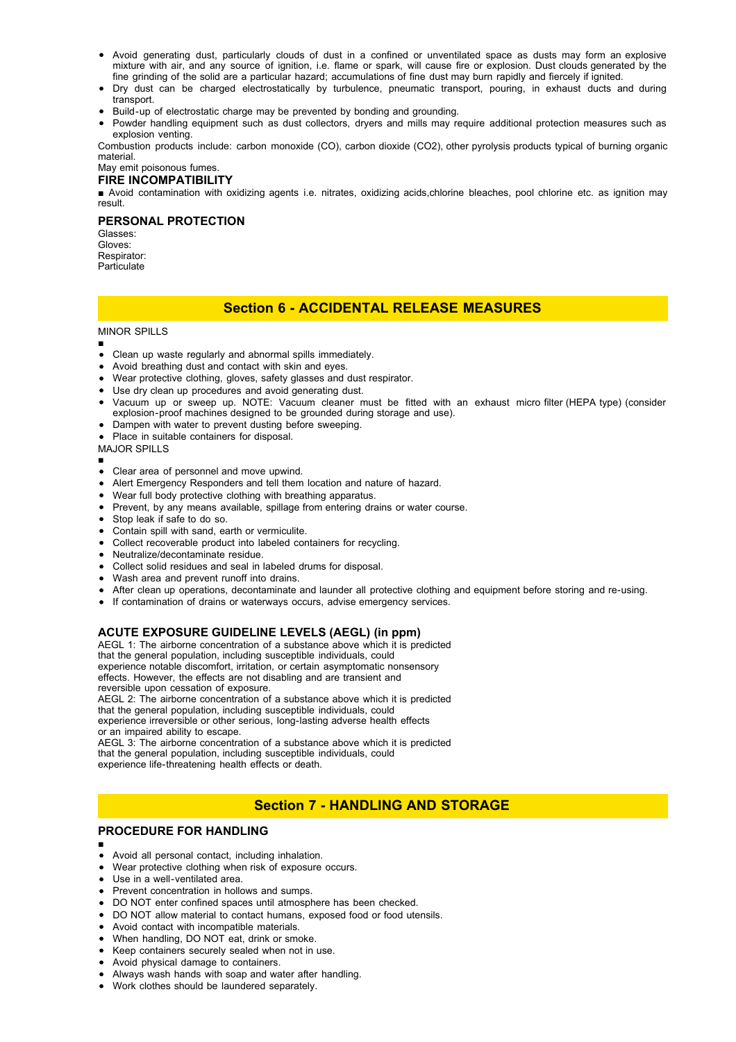- Avoid generating dust, particularly clouds of dust in a confined or unventilated space as dusts may form an explosive mixture with air, and any source of ignition, i.e. flame or spark, will cause fire or explosion. Dust clouds generated by the fine grinding of the solid are a particular hazard; accumulations of fine dust may burn rapidly and fiercely if ignited.
- Dry dust can be charged electrostatically by turbulence, pneumatic transport, pouring, in exhaust ducts and during transport.
- Build-up of electrostatic charge may be prevented by bonding and grounding.
- Powder handling equipment such as dust collectors, dryers and mills may require additional protection measures such as explosion venting.

Combustion products include: carbon monoxide (CO), carbon dioxide ($CO_2$), other pyrolysis products typical of burning organic material.

May emit poisonous fumes.

### FIRE INCOMPATIBILITY

■ Avoid contamination with oxidizing agents i.e. nitrates, oxidizing acids,chlorine bleaches, pool chlorine etc. as ignition may result.

### PERSONAL PROTECTION

Glasses:
Gloves:
Respirator:
Particulate

## Section 6 - ACCIDENTAL RELEASE MEASURES

MINOR SPILLS

■

- Clean up waste regularly and abnormal spills immediately.
- Avoid breathing dust and contact with skin and eyes.
- Wear protective clothing, gloves, safety glasses and dust respirator.
- Use dry clean up procedures and avoid generating dust.
- Vacuum up or sweep up. NOTE: Vacuum cleaner must be fitted with an exhaust micro filter (HEPA type) (consider explosion-proof machines designed to be grounded during storage and use).
- Dampen with water to prevent dusting before sweeping.
- Place in suitable containers for disposal.

MAJOR SPILLS

■

- Clear area of personnel and move upwind.
- Alert Emergency Responders and tell them location and nature of hazard.
- Wear full body protective clothing with breathing apparatus.
- Prevent, by any means available, spillage from entering drains or water course.
- Stop leak if safe to do so.
- Contain spill with sand, earth or vermiculite.
- Collect recoverable product into labeled containers for recycling.
- Neutralize/decontaminate residue.
- Collect solid residues and seal in labeled drums for disposal.
- Wash area and prevent runoff into drains.
- After clean up operations, decontaminate and launder all protective clothing and equipment before storing and re-using.
- If contamination of drains or waterways occurs, advise emergency services.

### ACUTE EXPOSURE GUIDELINE LEVELS (AEGL) (in ppm)

AEGL 1: The airborne concentration of a substance above which it is predicted that the general population, including susceptible individuals, could experience notable discomfort, irritation, or certain asymptomatic nonsensory effects. However, the effects are not disabling and are transient and reversible upon cessation of exposure.
AEGL 2: The airborne concentration of a substance above which it is predicted that the general population, including susceptible individuals, could experience irreversible or other serious, long-lasting adverse health effects or an impaired ability to escape.
AEGL 3: The airborne concentration of a substance above which it is predicted that the general population, including susceptible individuals, could experience life-threatening health effects or death.

## Section 7 - HANDLING AND STORAGE

### PROCEDURE FOR HANDLING

■

- Avoid all personal contact, including inhalation.
- Wear protective clothing when risk of exposure occurs.
- Use in a well-ventilated area.
- Prevent concentration in hollows and sumps.
- DO NOT enter confined spaces until atmosphere has been checked.
- DO NOT allow material to contact humans, exposed food or food utensils.
- Avoid contact with incompatible materials.
- When handling, DO NOT eat, drink or smoke.
- Keep containers securely sealed when not in use.
- Avoid physical damage to containers.
- Always wash hands with soap and water after handling.
- Work clothes should be laundered separately.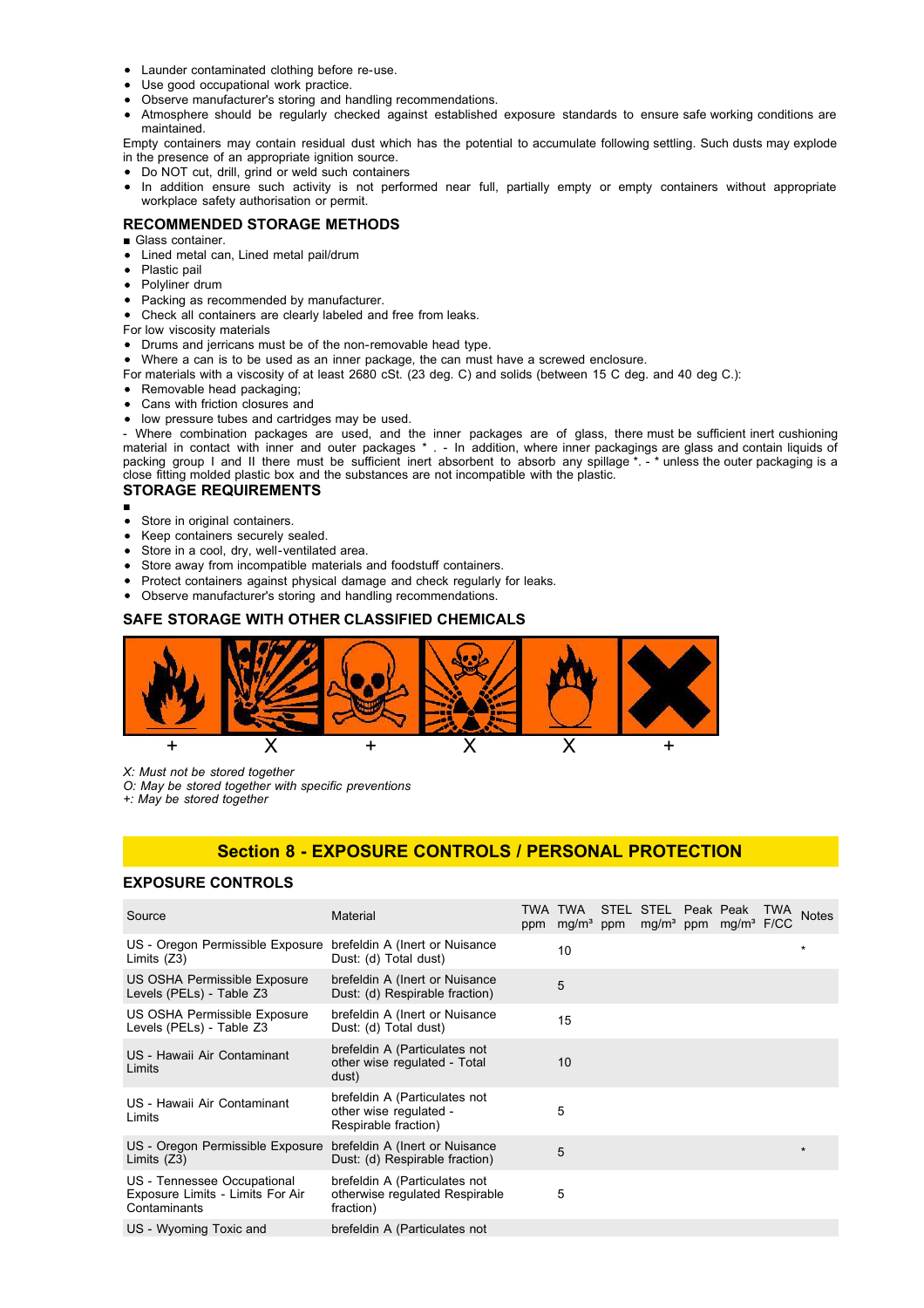- Launder contaminated clothing before re-use.
- Use good occupational work practice.
- Observe manufacturer's storing and handling recommendations.
- Atmosphere should be regularly checked against established exposure standards to ensure safe working conditions are maintained.

Empty containers may contain residual dust which has the potential to accumulate following settling. Such dusts may explode in the presence of an appropriate ignition source.

- Do NOT cut, drill, grind or weld such containers
- In addition ensure such activity is not performed near full, partially empty or empty containers without appropriate workplace safety authorisation or permit.

### RECOMMENDED STORAGE METHODS

■ Glass container.

- Lined metal can, Lined metal pail/drum
- Plastic pail
- Polyliner drum
- Packing as recommended by manufacturer.
- Check all containers are clearly labeled and free from leaks.

For low viscosity materials

- Drums and jerricans must be of the non-removable head type.
- Where a can is to be used as an inner package, the can must have a screwed enclosure.

For materials with a viscosity of at least 2680 cSt. (23 deg. C) and solids (between 15 C deg. and 40 deg C.):

- Removable head packaging;
- Cans with friction closures and
- low pressure tubes and cartridges may be used.

- Where combination packages are used, and the inner packages are of glass, there must be sufficient inert cushioning material in contact with inner and outer packages * . - In addition, where inner packagings are glass and contain liquids of packing group I and II there must be sufficient inert absorbent to absorb any spillage *. - * unless the outer packaging is a close fitting molded plastic box and the substances are not incompatible with the plastic.

### STORAGE REQUIREMENTS

■

- Store in original containers.
- Keep containers securely sealed.
- Store in a cool, dry, well-ventilated area.
- Store away from incompatible materials and foodstuff containers.
- Protect containers against physical damage and check regularly for leaks.
- Observe manufacturer's storing and handling recommendations.

### SAFE STORAGE WITH OTHER CLASSIFIED CHEMICALS

| Flammable | Explosive | Toxic | Radioactive | Oxidizing | Harmful/Irritant |
|---|---|---|---|---|---|
| + | X | + | X | X | + |

*X: Must not be stored together*
*O: May be stored together with specific preventions*
*+: May be stored together*

## Section 8 - EXPOSURE CONTROLS / PERSONAL PROTECTION

### EXPOSURE CONTROLS

| Source | Material | TWA ppm | TWA mg/m³ | STEL ppm | STEL mg/m³ | Peak ppm | Peak mg/m³ | TWA F/CC | Notes |
|---|---|---|---|---|---|---|---|---|---|
| US - Oregon Permissible Exposure Limits (Z3) | brefeldin A (Inert or Nuisance Dust: (d) Total dust) | | 10 | | | | | | * |
| US OSHA Permissible Exposure Levels (PELs) - Table Z3 | brefeldin A (Inert or Nuisance Dust: (d) Respirable fraction) | | 5 | | | | | | |
| US OSHA Permissible Exposure Levels (PELs) - Table Z3 | brefeldin A (Inert or Nuisance Dust: (d) Total dust) | | 15 | | | | | | |
| US - Hawaii Air Contaminant Limits | brefeldin A (Particulates not other wise regulated - Total dust) | | 10 | | | | | | |
| US - Hawaii Air Contaminant Limits | brefeldin A (Particulates not other wise regulated - Respirable fraction) | | 5 | | | | | | |
| US - Oregon Permissible Exposure Limits (Z3) | brefeldin A (Inert or Nuisance Dust: (d) Respirable fraction) | | 5 | | | | | | * |
| US - Tennessee Occupational Exposure Limits - Limits For Air Contaminants | brefeldin A (Particulates not otherwise regulated Respirable fraction) | | 5 | | | | | | |
| US - Wyoming Toxic and | brefeldin A (Particulates not | | | | | | | | |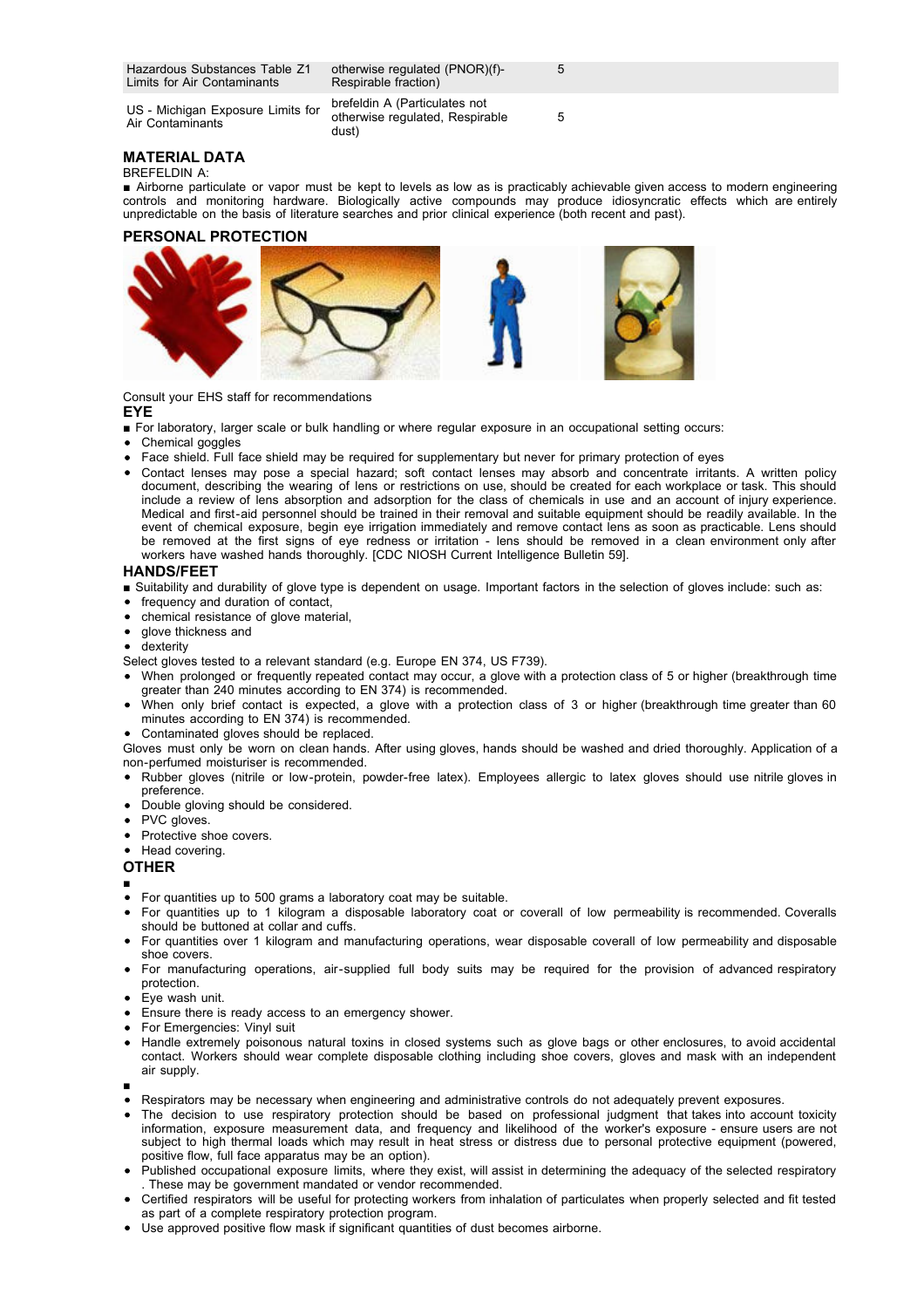| | | |
|---|---|---|
| Hazardous Substances Table Z1 Limits for Air Contaminants | otherwise regulated (PNOR)(f)- Respirable fraction) | 5 |
| US - Michigan Exposure Limits for Air Contaminants | brefeldin A (Particulates not otherwise regulated, Respirable dust) | 5 |

## MATERIAL DATA

BREFELDIN A:

■ Airborne particulate or vapor must be kept to levels as low as is practicably achievable given access to modern engineering controls and monitoring hardware. Biologically active compounds may produce idiosyncratic effects which are entirely unpredictable on the basis of literature searches and prior clinical experience (both recent and past).

## PERSONAL PROTECTION

Consult your EHS staff for recommendations

### EYE

■ For laboratory, larger scale or bulk handling or where regular exposure in an occupational setting occurs:

- Chemical goggles
- Face shield. Full face shield may be required for supplementary but never for primary protection of eyes
- Contact lenses may pose a special hazard; soft contact lenses may absorb and concentrate irritants. A written policy document, describing the wearing of lens or restrictions on use, should be created for each workplace or task. This should include a review of lens absorption and adsorption for the class of chemicals in use and an account of injury experience. Medical and first-aid personnel should be trained in their removal and suitable equipment should be readily available. In the event of chemical exposure, begin eye irrigation immediately and remove contact lens as soon as practicable. Lens should be removed at the first signs of eye redness or irritation - lens should be removed in a clean environment only after workers have washed hands thoroughly. [CDC NIOSH Current Intelligence Bulletin 59].

### HANDS/FEET

■ Suitability and durability of glove type is dependent on usage. Important factors in the selection of gloves include: such as:

- frequency and duration of contact,
- chemical resistance of glove material,
- glove thickness and
- dexterity

Select gloves tested to a relevant standard (e.g. Europe EN 374, US F739).

- When prolonged or frequently repeated contact may occur, a glove with a protection class of 5 or higher (breakthrough time greater than 240 minutes according to EN 374) is recommended.
- When only brief contact is expected, a glove with a protection class of 3 or higher (breakthrough time greater than 60 minutes according to EN 374) is recommended.
- Contaminated gloves should be replaced.

Gloves must only be worn on clean hands. After using gloves, hands should be washed and dried thoroughly. Application of a non-perfumed moisturiser is recommended.

- Rubber gloves (nitrile or low-protein, powder-free latex). Employees allergic to latex gloves should use nitrile gloves in preference.
- Double gloving should be considered.
- PVC gloves.
- Protective shoe covers.
- Head covering.

### OTHER

■

- For quantities up to 500 grams a laboratory coat may be suitable.
- For quantities up to 1 kilogram a disposable laboratory coat or coverall of low permeability is recommended. Coveralls should be buttoned at collar and cuffs.
- For quantities over 1 kilogram and manufacturing operations, wear disposable coverall of low permeability and disposable shoe covers.
- For manufacturing operations, air-supplied full body suits may be required for the provision of advanced respiratory protection.
- Eye wash unit.
- Ensure there is ready access to an emergency shower.
- For Emergencies: Vinyl suit
- Handle extremely poisonous natural toxins in closed systems such as glove bags or other enclosures, to avoid accidental contact. Workers should wear complete disposable clothing including shoe covers, gloves and mask with an independent air supply.

■

- Respirators may be necessary when engineering and administrative controls do not adequately prevent exposures.
- The decision to use respiratory protection should be based on professional judgment that takes into account toxicity information, exposure measurement data, and frequency and likelihood of the worker's exposure - ensure users are not subject to high thermal loads which may result in heat stress or distress due to personal protective equipment (powered, positive flow, full face apparatus may be an option).
- Published occupational exposure limits, where they exist, will assist in determining the adequacy of the selected respiratory . These may be government mandated or vendor recommended.
- Certified respirators will be useful for protecting workers from inhalation of particulates when properly selected and fit tested as part of a complete respiratory protection program.
- Use approved positive flow mask if significant quantities of dust becomes airborne.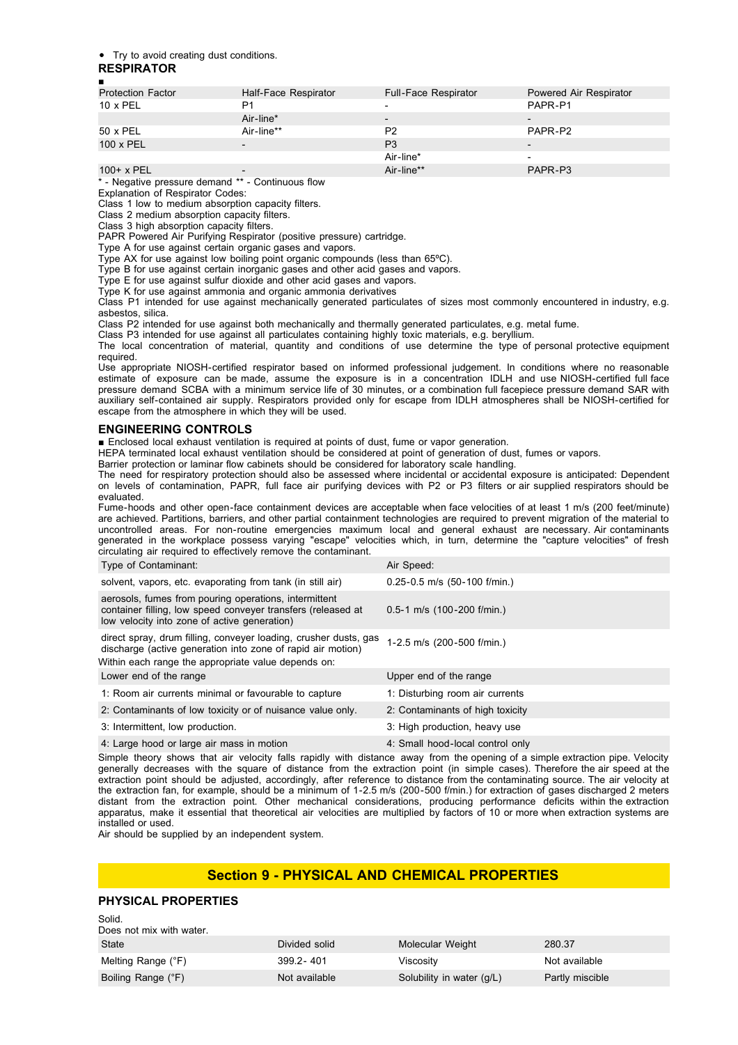- Try to avoid creating dust conditions.

**RESPIRATOR**

■

| Protection Factor | Half-Face Respirator | Full-Face Respirator | Powered Air Respirator |
|---|---|---|---|
| 10 x PEL | P1 | - | PAPR-P1 |
| | Air-line* | - | - |
| 50 x PEL | Air-line** | P2 | PAPR-P2 |
| 100 x PEL | - | P3 | - |
| | | Air-line* | - |
| 100+ x PEL | - | Air-line** | PAPR-P3 |

\* - Negative pressure demand ** - Continuous flow

Explanation of Respirator Codes:

Class 1 low to medium absorption capacity filters.

Class 2 medium absorption capacity filters.

Class 3 high absorption capacity filters.

PAPR Powered Air Purifying Respirator (positive pressure) cartridge.

Type A for use against certain organic gases and vapors.

Type AX for use against low boiling point organic compounds (less than 65ºC).

Type B for use against certain inorganic gases and other acid gases and vapors.

Type E for use against sulfur dioxide and other acid gases and vapors.

Type K for use against ammonia and organic ammonia derivatives

Class P1 intended for use against mechanically generated particulates of sizes most commonly encountered in industry, e.g. asbestos, silica.

Class P2 intended for use against both mechanically and thermally generated particulates, e.g. metal fume.

Class P3 intended for use against all particulates containing highly toxic materials, e.g. beryllium.

The local concentration of material, quantity and conditions of use determine the type of personal protective equipment required.

Use appropriate NIOSH-certified respirator based on informed professional judgement. In conditions where no reasonable estimate of exposure can be made, assume the exposure is in a concentration IDLH and use NIOSH-certified full face pressure demand SCBA with a minimum service life of 30 minutes, or a combination full facepiece pressure demand SAR with auxiliary self-contained air supply. Respirators provided only for escape from IDLH atmospheres shall be NIOSH-certified for escape from the atmosphere in which they will be used.

**ENGINEERING CONTROLS**

■ Enclosed local exhaust ventilation is required at points of dust, fume or vapor generation.

HEPA terminated local exhaust ventilation should be considered at point of generation of dust, fumes or vapors.

Barrier protection or laminar flow cabinets should be considered for laboratory scale handling.

The need for respiratory protection should also be assessed where incidental or accidental exposure is anticipated: Dependent on levels of contamination, PAPR, full face air purifying devices with P2 or P3 filters or air supplied respirators should be evaluated.

Fume-hoods and other open-face containment devices are acceptable when face velocities of at least 1 m/s (200 feet/minute) are achieved. Partitions, barriers, and other partial containment technologies are required to prevent migration of the material to uncontrolled areas. For non-routine emergencies maximum local and general exhaust are necessary. Air contaminants generated in the workplace possess varying "escape" velocities which, in turn, determine the "capture velocities" of fresh circulating air required to effectively remove the contaminant.

| Type of Contaminant: | Air Speed: |
|---|---|
| solvent, vapors, etc. evaporating from tank (in still air) | 0.25-0.5 m/s (50-100 f/min.) |
| aerosols, fumes from pouring operations, intermittent container filling, low speed conveyer transfers (released at low velocity into zone of active generation) | 0.5-1 m/s (100-200 f/min.) |
| direct spray, drum filling, conveyer loading, crusher dusts, gas discharge (active generation into zone of rapid air motion) | 1-2.5 m/s (200-500 f/min.) |

Within each range the appropriate value depends on:

| Lower end of the range | Upper end of the range |
|---|---|
| 1: Room air currents minimal or favourable to capture | 1: Disturbing room air currents |
| 2: Contaminants of low toxicity or of nuisance value only. | 2: Contaminants of high toxicity |
| 3: Intermittent, low production. | 3: High production, heavy use |
| 4: Large hood or large air mass in motion | 4: Small hood-local control only |

Simple theory shows that air velocity falls rapidly with distance away from the opening of a simple extraction pipe. Velocity generally decreases with the square of distance from the extraction point (in simple cases). Therefore the air speed at the extraction point should be adjusted, accordingly, after reference to distance from the contaminating source. The air velocity at the extraction fan, for example, should be a minimum of 1-2.5 m/s (200-500 f/min.) for extraction of gases discharged 2 meters distant from the extraction point. Other mechanical considerations, producing performance deficits within the extraction apparatus, make it essential that theoretical air velocities are multiplied by factors of 10 or more when extraction systems are installed or used.

Air should be supplied by an independent system.

## Section 9 - PHYSICAL AND CHEMICAL PROPERTIES

**PHYSICAL PROPERTIES**

Solid.

Does not mix with water.

| State | Divided solid | Molecular Weight | 280.37 |
|---|---|---|---|
| Melting Range (°F) | 399.2- 401 | Viscosity | Not available |
| Boiling Range (°F) | Not available | Solubility in water (g/L) | Partly miscible |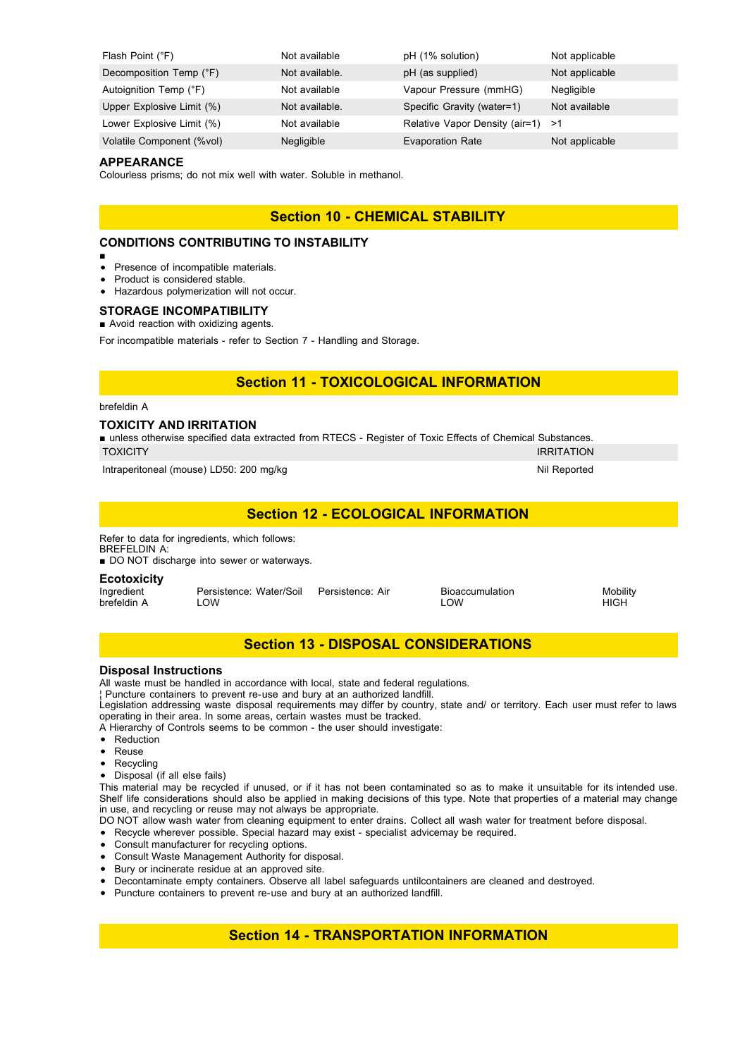| Flash Point (°F) | Not available | pH (1% solution) | Not applicable |
|---|---|---|---|
| Decomposition Temp (°F) | Not available. | pH (as supplied) | Not applicable |
| Autoignition Temp (°F) | Not available | Vapour Pressure (mmHG) | Negligible |
| Upper Explosive Limit (%) | Not available. | Specific Gravity (water=1) | Not available |
| Lower Explosive Limit (%) | Not available | Relative Vapor Density (air=1) | >1 |
| Volatile Component (%vol) | Negligible | Evaporation Rate | Not applicable |

### APPEARANCE

Colourless prisms; do not mix well with water. Soluble in methanol.

## Section 10 - CHEMICAL STABILITY

### CONDITIONS CONTRIBUTING TO INSTABILITY

■

- Presence of incompatible materials.
- Product is considered stable.
- Hazardous polymerization will not occur.

### STORAGE INCOMPATIBILITY

■ Avoid reaction with oxidizing agents.

For incompatible materials - refer to Section 7 - Handling and Storage.

## Section 11 - TOXICOLOGICAL INFORMATION

brefeldin A

### TOXICITY AND IRRITATION

■ unless otherwise specified data extracted from RTECS - Register of Toxic Effects of Chemical Substances.

| TOXICITY | IRRITATION |
|---|---|
| Intraperitoneal (mouse) LD50: 200 mg/kg | Nil Reported |

## Section 12 - ECOLOGICAL INFORMATION

Refer to data for ingredients, which follows:
BREFELDIN A:
■ DO NOT discharge into sewer or waterways.

### Ecotoxicity

| Ingredient | Persistence: Water/Soil | Persistence: Air | Bioaccumulation | Mobility |
|---|---|---|---|---|
| brefeldin A | LOW | | LOW | HIGH |

## Section 13 - DISPOSAL CONSIDERATIONS

### Disposal Instructions

All waste must be handled in accordance with local, state and federal regulations.
¦ Puncture containers to prevent re-use and bury at an authorized landfill.
Legislation addressing waste disposal requirements may differ by country, state and/ or territory. Each user must refer to laws operating in their area. In some areas, certain wastes must be tracked.
A Hierarchy of Controls seems to be common - the user should investigate:

- Reduction
- Reuse
- Recycling
- Disposal (if all else fails)

This material may be recycled if unused, or if it has not been contaminated so as to make it unsuitable for its intended use. Shelf life considerations should also be applied in making decisions of this type. Note that properties of a material may change in use, and recycling or reuse may not always be appropriate.
DO NOT allow wash water from cleaning equipment to enter drains. Collect all wash water for treatment before disposal.

- Recycle wherever possible. Special hazard may exist - specialist advicemay be required.
- Consult manufacturer for recycling options.
- Consult Waste Management Authority for disposal.
- Bury or incinerate residue at an approved site.
- Decontaminate empty containers. Observe all label safeguards untilcontainers are cleaned and destroyed.
- Puncture containers to prevent re-use and bury at an authorized landfill.

## Section 14 - TRANSPORTATION INFORMATION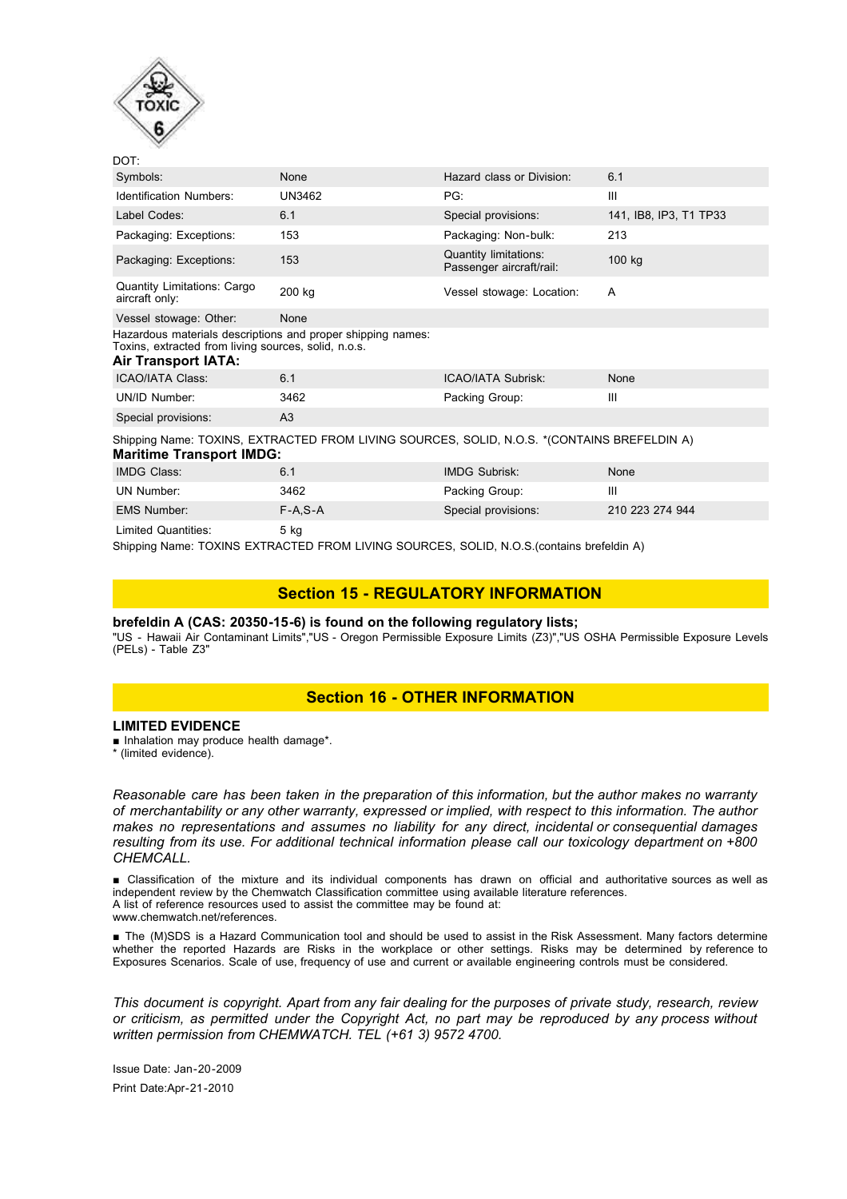DOT:

| | | | |
|---|---|---|---|
| Symbols: | None | Hazard class or Division: | 6.1 |
| Identification Numbers: | UN3462 | PG: | III |
| Label Codes: | 6.1 | Special provisions: | 141, IB8, IP3, T1 TP33 |
| Packaging: Exceptions: | 153 | Packaging: Non-bulk: | 213 |
| Packaging: Exceptions: | 153 | Quantity limitations: Passenger aircraft/rail: | 100 kg |
| Quantity Limitations: Cargo aircraft only: | 200 kg | Vessel stowage: Location: | A |
| Vessel stowage: Other: | None | | |

Hazardous materials descriptions and proper shipping names:
Toxins, extracted from living sources, solid, n.o.s.

**Air Transport IATA:**

| | | | |
|---|---|---|---|
| ICAO/IATA Class: | 6.1 | ICAO/IATA Subrisk: | None |
| UN/ID Number: | 3462 | Packing Group: | III |
| Special provisions: | A3 | | |

Shipping Name: TOXINS, EXTRACTED FROM LIVING SOURCES, SOLID, N.O.S. *(CONTAINS BREFELDIN A)

**Maritime Transport IMDG:**

| | | | |
|---|---|---|---|
| IMDG Class: | 6.1 | IMDG Subrisk: | None |
| UN Number: | 3462 | Packing Group: | III |
| EMS Number: | F-A,S-A | Special provisions: | 210 223 274 944 |
| Limited Quantities: | 5 kg | | |

Shipping Name: TOXINS EXTRACTED FROM LIVING SOURCES, SOLID, N.O.S.(contains brefeldin A)

## Section 15 - REGULATORY INFORMATION

**brefeldin A (CAS: 20350-15-6) is found on the following regulatory lists;**

"US - Hawaii Air Contaminant Limits","US - Oregon Permissible Exposure Limits (Z3)","US OSHA Permissible Exposure Levels (PELs) - Table Z3"

## Section 16 - OTHER INFORMATION

**LIMITED EVIDENCE**

- Inhalation may produce health damage*.

* (limited evidence).

*Reasonable care has been taken in the preparation of this information, but the author makes no warranty of merchantability or any other warranty, expressed or implied, with respect to this information. The author makes no representations and assumes no liability for any direct, incidental or consequential damages resulting from its use. For additional technical information please call our toxicology department on +800 CHEMCALL.*

- Classification of the mixture and its individual components has drawn on official and authoritative sources as well as independent review by the Chemwatch Classification committee using available literature references.
A list of reference resources used to assist the committee may be found at:
www.chemwatch.net/references.

- The (M)SDS is a Hazard Communication tool and should be used to assist in the Risk Assessment. Many factors determine whether the reported Hazards are Risks in the workplace or other settings. Risks may be determined by reference to Exposures Scenarios. Scale of use, frequency of use and current or available engineering controls must be considered.

*This document is copyright. Apart from any fair dealing for the purposes of private study, research, review or criticism, as permitted under the Copyright Act, no part may be reproduced by any process without written permission from CHEMWATCH. TEL (+61 3) 9572 4700.*

Issue Date: Jan-20-2009

Print Date:Apr-21-2010